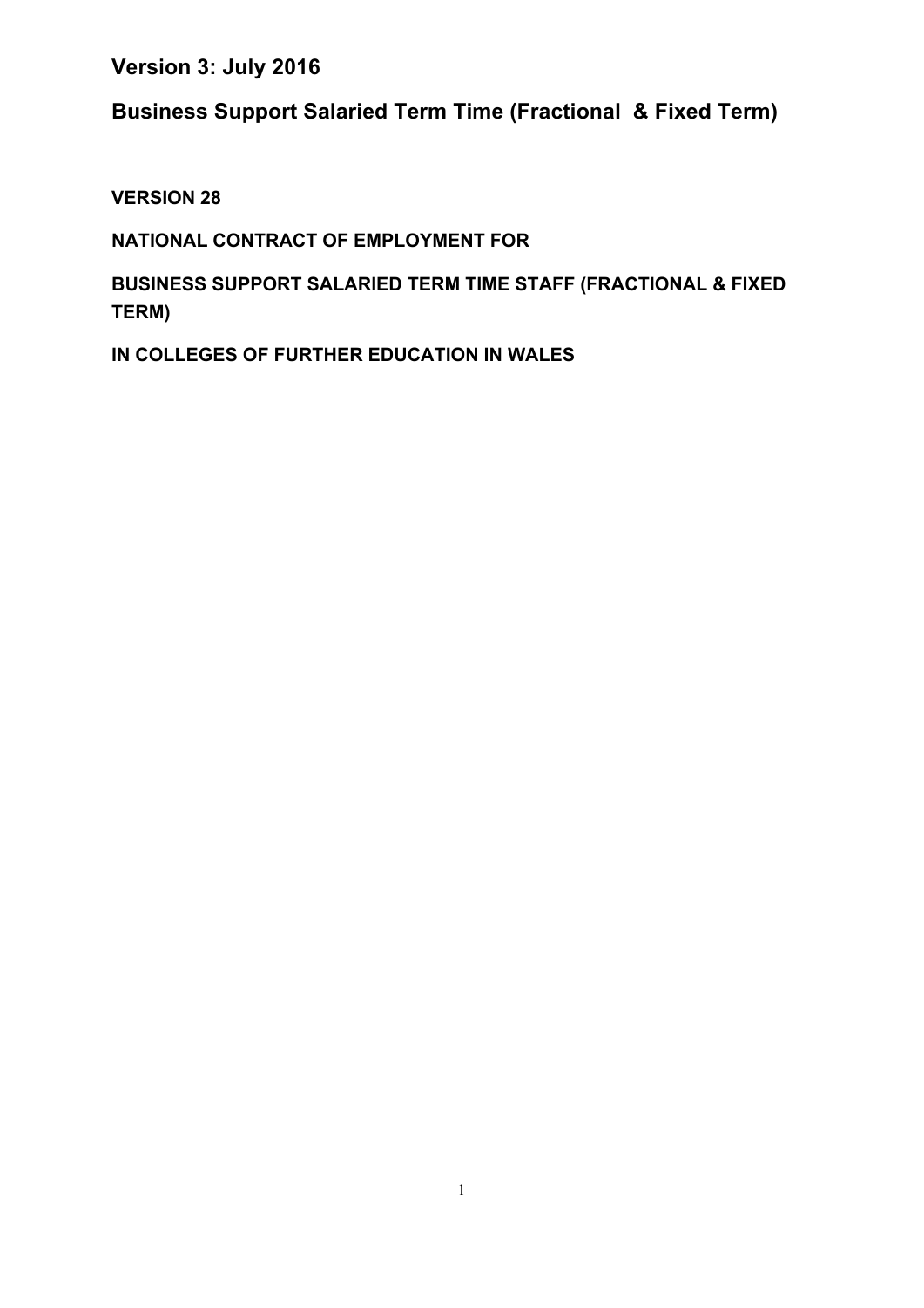**Version 3: July 2016**

**Business Support Salaried Term Time (Fractional & Fixed Term)**

**VERSION 28**

**NATIONAL CONTRACT OF EMPLOYMENT FOR**

**BUSINESS SUPPORT SALARIED TERM TIME STAFF (FRACTIONAL & FIXED TERM)**

**IN COLLEGES OF FURTHER EDUCATION IN WALES**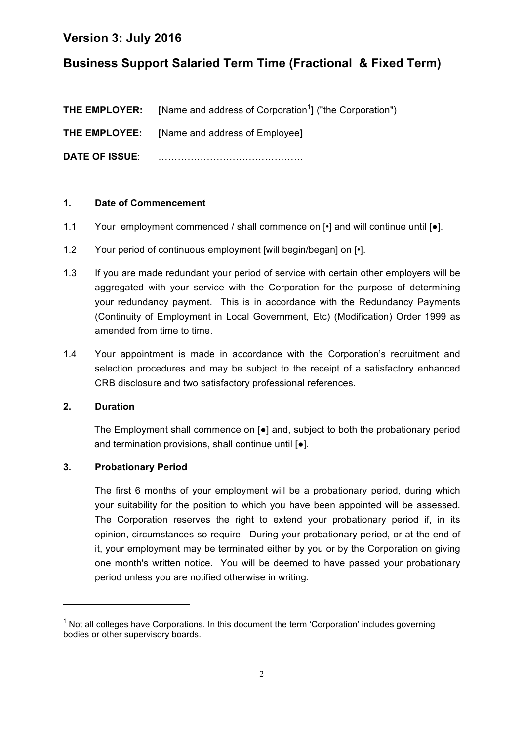# Version 3: July 2016

# Business Support Salaried Term Time (Fractional & Fixed Term)

**THE EMPLOYER:** **[**Name and address of Corporation[1]**]** ("the Corporation")

**THE EMPLOYEE:** **[**Name and address of Employee**]**

**DATE OF ISSUE**: ………………………………………

**1. Date of Commencement**

1.1 Your employment commenced / shall commence on [•] and will continue until [●].

1.2 Your period of continuous employment [will begin/began] on [•].

1.3 If you are made redundant your period of service with certain other employers will be aggregated with your service with the Corporation for the purpose of determining your redundancy payment. This is in accordance with the Redundancy Payments (Continuity of Employment in Local Government, Etc) (Modification) Order 1999 as amended from time to time.

1.4 Your appointment is made in accordance with the Corporation's recruitment and selection procedures and may be subject to the receipt of a satisfactory enhanced CRB disclosure and two satisfactory professional references.

**2. Duration**

The Employment shall commence on [●] and, subject to both the probationary period and termination provisions, shall continue until [●].

**3. Probationary Period**

The first 6 months of your employment will be a probationary period, during which your suitability for the position to which you have been appointed will be assessed. The Corporation reserves the right to extend your probationary period if, in its opinion, circumstances so require. During your probationary period, or at the end of it, your employment may be terminated either by you or by the Corporation on giving one month's written notice. You will be deemed to have passed your probationary period unless you are notified otherwise in writing.

---

[1] Not all colleges have Corporations. In this document the term 'Corporation' includes governing bodies or other supervisory boards.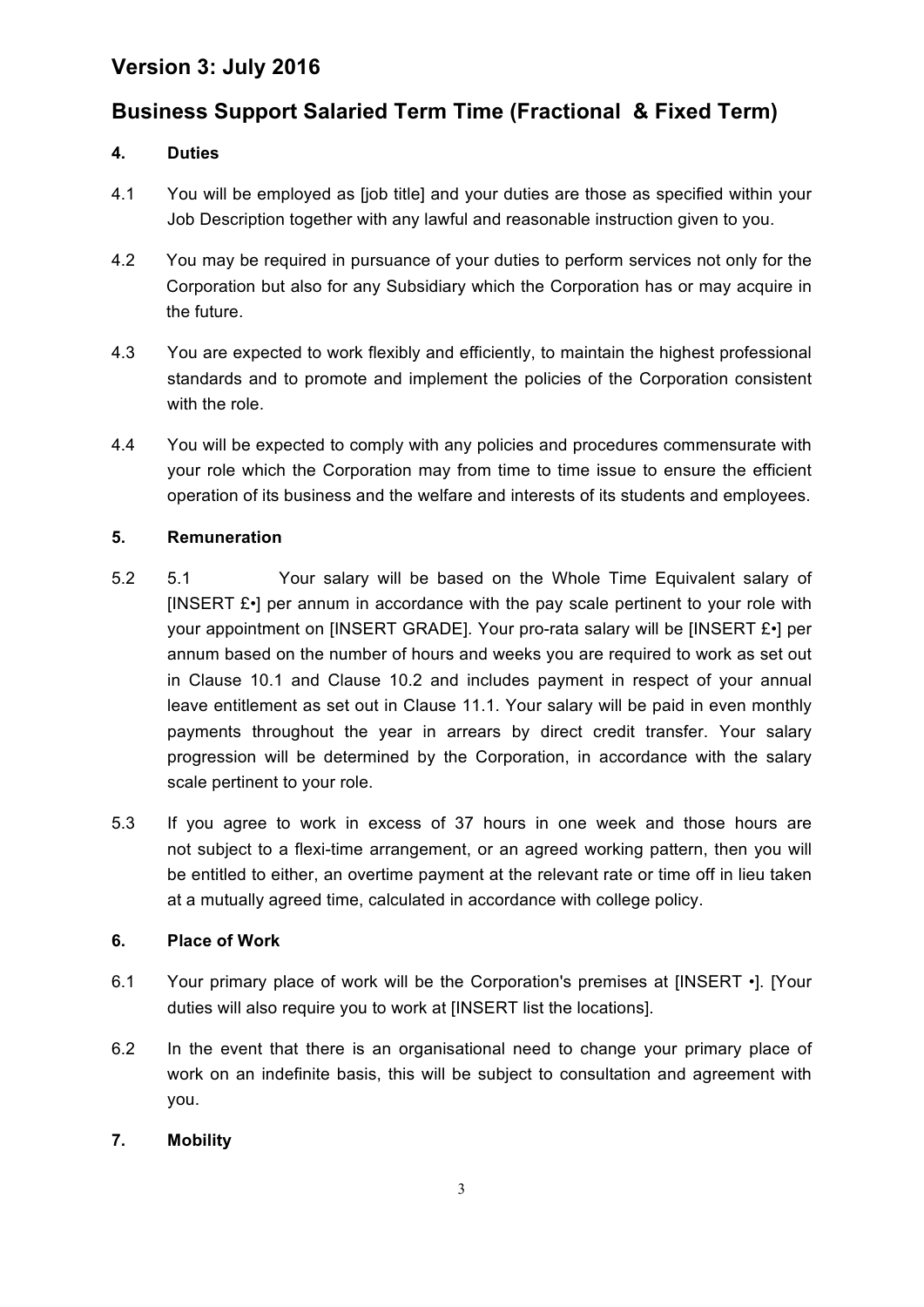# Version 3: July 2016

# Business Support Salaried Term Time (Fractional & Fixed Term)

## 4. Duties

4.1 You will be employed as [job title] and your duties are those as specified within your Job Description together with any lawful and reasonable instruction given to you.

4.2 You may be required in pursuance of your duties to perform services not only for the Corporation but also for any Subsidiary which the Corporation has or may acquire in the future.

4.3 You are expected to work flexibly and efficiently, to maintain the highest professional standards and to promote and implement the policies of the Corporation consistent with the role.

4.4 You will be expected to comply with any policies and procedures commensurate with your role which the Corporation may from time to time issue to ensure the efficient operation of its business and the welfare and interests of its students and employees.

## 5. Remuneration

5.2 5.1 Your salary will be based on the Whole Time Equivalent salary of [INSERT £•] per annum in accordance with the pay scale pertinent to your role with your appointment on [INSERT GRADE]. Your pro-rata salary will be [INSERT £•] per annum based on the number of hours and weeks you are required to work as set out in Clause 10.1 and Clause 10.2 and includes payment in respect of your annual leave entitlement as set out in Clause 11.1. Your salary will be paid in even monthly payments throughout the year in arrears by direct credit transfer. Your salary progression will be determined by the Corporation, in accordance with the salary scale pertinent to your role.

5.3 If you agree to work in excess of 37 hours in one week and those hours are not subject to a flexi-time arrangement, or an agreed working pattern, then you will be entitled to either, an overtime payment at the relevant rate or time off in lieu taken at a mutually agreed time, calculated in accordance with college policy.

## 6. Place of Work

6.1 Your primary place of work will be the Corporation's premises at [INSERT •]. [Your duties will also require you to work at [INSERT list the locations].

6.2 In the event that there is an organisational need to change your primary place of work on an indefinite basis, this will be subject to consultation and agreement with you.

## 7. Mobility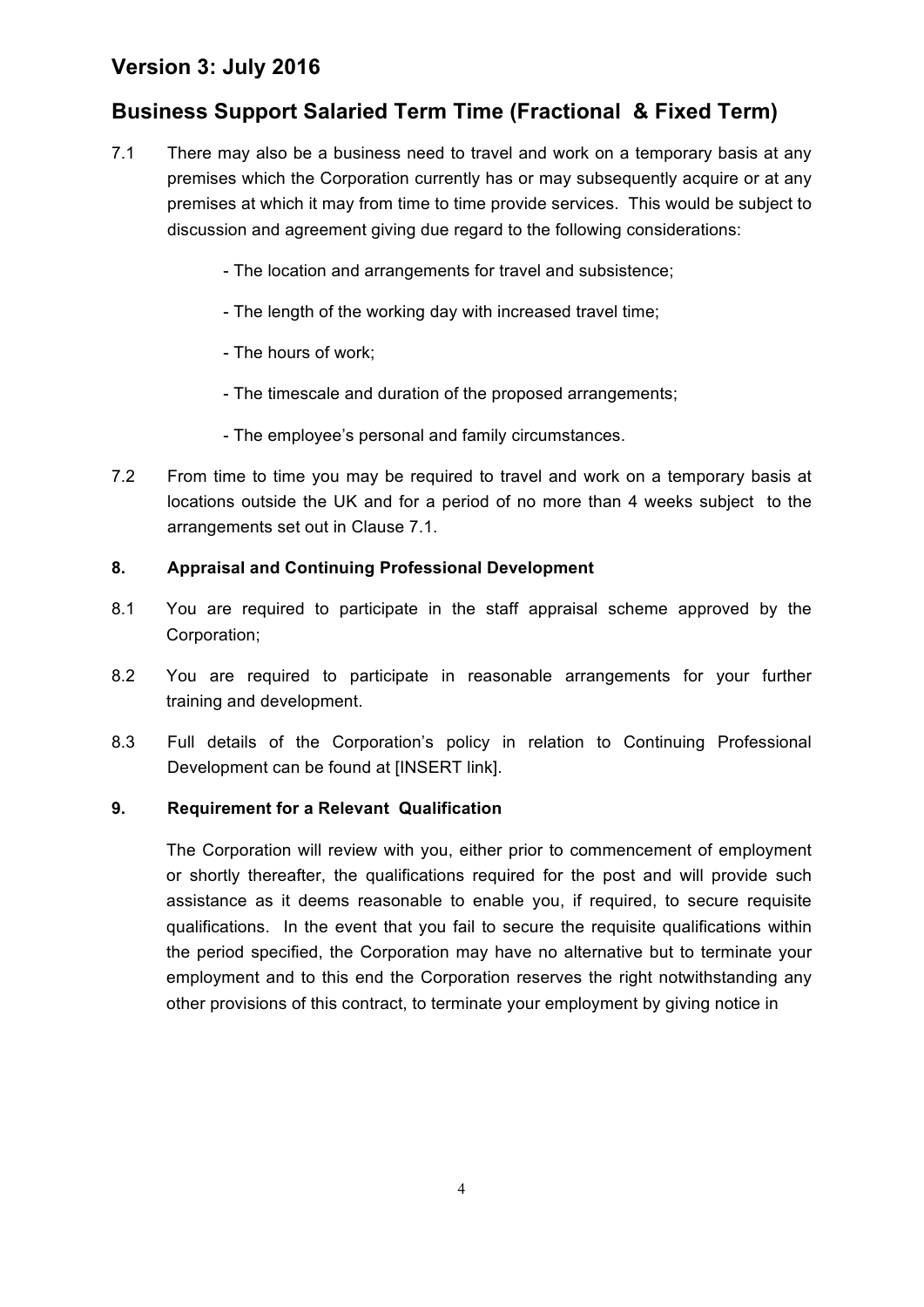## Version 3: July 2016

## Business Support Salaried Term Time (Fractional & Fixed Term)

7.1 There may also be a business need to travel and work on a temporary basis at any premises which the Corporation currently has or may subsequently acquire or at any premises at which it may from time to time provide services. This would be subject to discussion and agreement giving due regard to the following considerations:

- The location and arrangements for travel and subsistence;
- The length of the working day with increased travel time;
- The hours of work;
- The timescale and duration of the proposed arrangements;
- The employee's personal and family circumstances.

7.2 From time to time you may be required to travel and work on a temporary basis at locations outside the UK and for a period of no more than 4 weeks subject to the arrangements set out in Clause 7.1.

**8. Appraisal and Continuing Professional Development**

8.1 You are required to participate in the staff appraisal scheme approved by the Corporation;

8.2 You are required to participate in reasonable arrangements for your further training and development.

8.3 Full details of the Corporation's policy in relation to Continuing Professional Development can be found at [INSERT link].

**9. Requirement for a Relevant Qualification**

The Corporation will review with you, either prior to commencement of employment or shortly thereafter, the qualifications required for the post and will provide such assistance as it deems reasonable to enable you, if required, to secure requisite qualifications. In the event that you fail to secure the requisite qualifications within the period specified, the Corporation may have no alternative but to terminate your employment and to this end the Corporation reserves the right notwithstanding any other provisions of this contract, to terminate your employment by giving notice in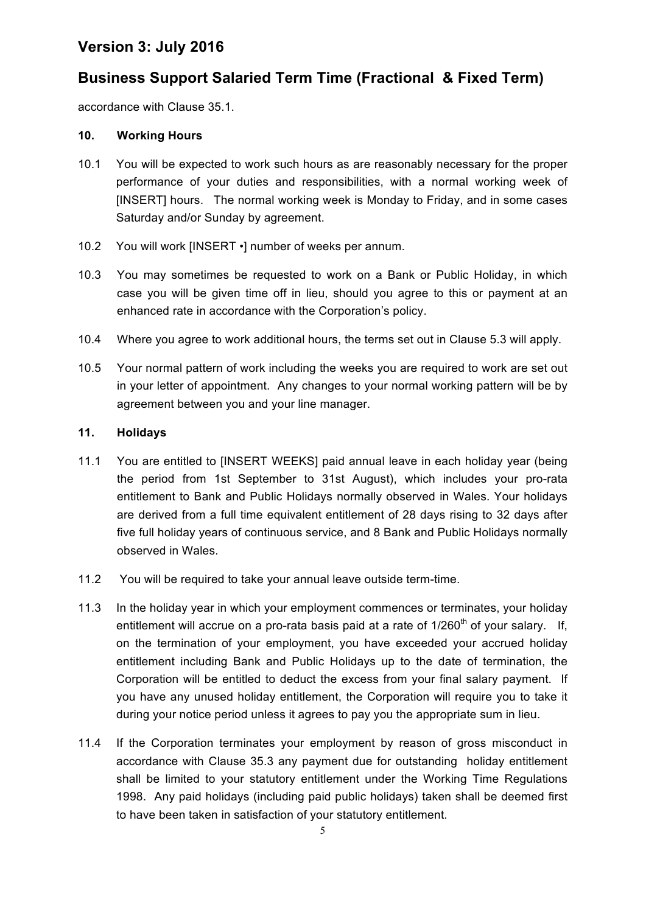accordance with Clause 35.1.

### 10. Working Hours

10.1 You will be expected to work such hours as are reasonably necessary for the proper performance of your duties and responsibilities, with a normal working week of [INSERT] hours. The normal working week is Monday to Friday, and in some cases Saturday and/or Sunday by agreement.

10.2 You will work [INSERT •] number of weeks per annum.

10.3 You may sometimes be requested to work on a Bank or Public Holiday, in which case you will be given time off in lieu, should you agree to this or payment at an enhanced rate in accordance with the Corporation's policy.

10.4 Where you agree to work additional hours, the terms set out in Clause 5.3 will apply.

10.5 Your normal pattern of work including the weeks you are required to work are set out in your letter of appointment. Any changes to your normal working pattern will be by agreement between you and your line manager.

### 11. Holidays

11.1 You are entitled to [INSERT WEEKS] paid annual leave in each holiday year (being the period from 1st September to 31st August), which includes your pro-rata entitlement to Bank and Public Holidays normally observed in Wales. Your holidays are derived from a full time equivalent entitlement of 28 days rising to 32 days after five full holiday years of continuous service, and 8 Bank and Public Holidays normally observed in Wales.

11.2 You will be required to take your annual leave outside term-time.

11.3 In the holiday year in which your employment commences or terminates, your holiday entitlement will accrue on a pro-rata basis paid at a rate of 1/260th of your salary. If, on the termination of your employment, you have exceeded your accrued holiday entitlement including Bank and Public Holidays up to the date of termination, the Corporation will be entitled to deduct the excess from your final salary payment. If you have any unused holiday entitlement, the Corporation will require you to take it during your notice period unless it agrees to pay you the appropriate sum in lieu.

11.4 If the Corporation terminates your employment by reason of gross misconduct in accordance with Clause 35.3 any payment due for outstanding holiday entitlement shall be limited to your statutory entitlement under the Working Time Regulations 1998. Any paid holidays (including paid public holidays) taken shall be deemed first to have been taken in satisfaction of your statutory entitlement.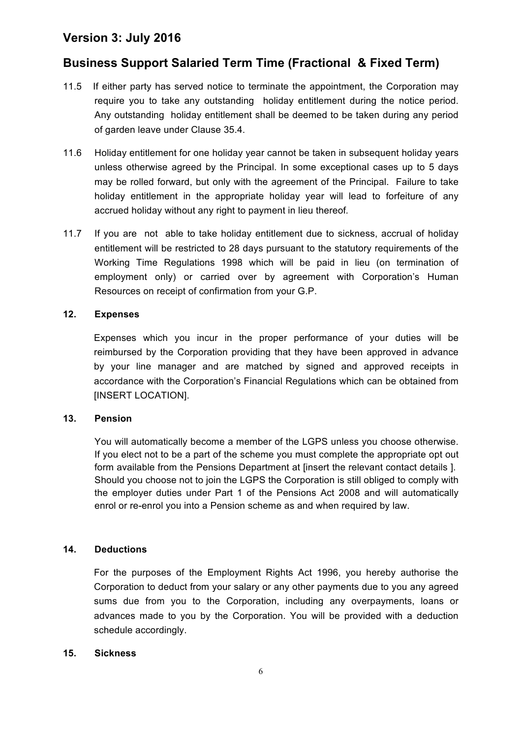11.5 If either party has served notice to terminate the appointment, the Corporation may require you to take any outstanding holiday entitlement during the notice period. Any outstanding holiday entitlement shall be deemed to be taken during any period of garden leave under Clause 35.4.

11.6 Holiday entitlement for one holiday year cannot be taken in subsequent holiday years unless otherwise agreed by the Principal. In some exceptional cases up to 5 days may be rolled forward, but only with the agreement of the Principal. Failure to take holiday entitlement in the appropriate holiday year will lead to forfeiture of any accrued holiday without any right to payment in lieu thereof.

11.7 If you are not able to take holiday entitlement due to sickness, accrual of holiday entitlement will be restricted to 28 days pursuant to the statutory requirements of the Working Time Regulations 1998 which will be paid in lieu (on termination of employment only) or carried over by agreement with Corporation's Human Resources on receipt of confirmation from your G.P.

**12. Expenses**

Expenses which you incur in the proper performance of your duties will be reimbursed by the Corporation providing that they have been approved in advance by your line manager and are matched by signed and approved receipts in accordance with the Corporation's Financial Regulations which can be obtained from [INSERT LOCATION].

**13. Pension**

You will automatically become a member of the LGPS unless you choose otherwise. If you elect not to be a part of the scheme you must complete the appropriate opt out form available from the Pensions Department at [insert the relevant contact details ]. Should you choose not to join the LGPS the Corporation is still obliged to comply with the employer duties under Part 1 of the Pensions Act 2008 and will automatically enrol or re-enrol you into a Pension scheme as and when required by law.

**14. Deductions**

For the purposes of the Employment Rights Act 1996, you hereby authorise the Corporation to deduct from your salary or any other payments due to you any agreed sums due from you to the Corporation, including any overpayments, loans or advances made to you by the Corporation. You will be provided with a deduction schedule accordingly.

**15. Sickness**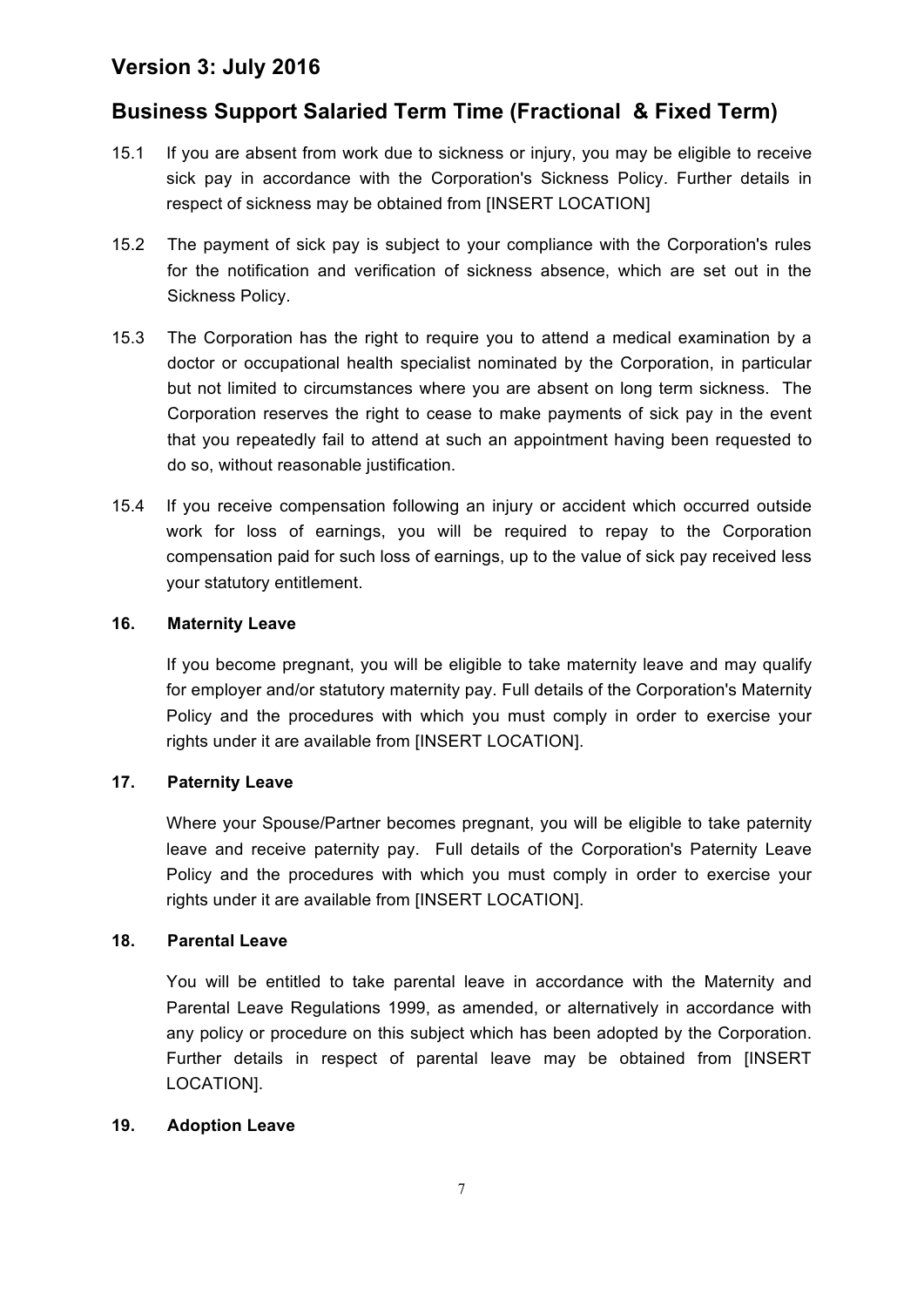## Version 3: July 2016

## Business Support Salaried Term Time (Fractional & Fixed Term)

15.1 If you are absent from work due to sickness or injury, you may be eligible to receive sick pay in accordance with the Corporation's Sickness Policy. Further details in respect of sickness may be obtained from [INSERT LOCATION]

15.2 The payment of sick pay is subject to your compliance with the Corporation's rules for the notification and verification of sickness absence, which are set out in the Sickness Policy.

15.3 The Corporation has the right to require you to attend a medical examination by a doctor or occupational health specialist nominated by the Corporation, in particular but not limited to circumstances where you are absent on long term sickness. The Corporation reserves the right to cease to make payments of sick pay in the event that you repeatedly fail to attend at such an appointment having been requested to do so, without reasonable justification.

15.4 If you receive compensation following an injury or accident which occurred outside work for loss of earnings, you will be required to repay to the Corporation compensation paid for such loss of earnings, up to the value of sick pay received less your statutory entitlement.

**16. Maternity Leave**

If you become pregnant, you will be eligible to take maternity leave and may qualify for employer and/or statutory maternity pay. Full details of the Corporation's Maternity Policy and the procedures with which you must comply in order to exercise your rights under it are available from [INSERT LOCATION].

**17. Paternity Leave**

Where your Spouse/Partner becomes pregnant, you will be eligible to take paternity leave and receive paternity pay. Full details of the Corporation's Paternity Leave Policy and the procedures with which you must comply in order to exercise your rights under it are available from [INSERT LOCATION].

**18. Parental Leave**

You will be entitled to take parental leave in accordance with the Maternity and Parental Leave Regulations 1999, as amended, or alternatively in accordance with any policy or procedure on this subject which has been adopted by the Corporation. Further details in respect of parental leave may be obtained from [INSERT LOCATION].

**19. Adoption Leave**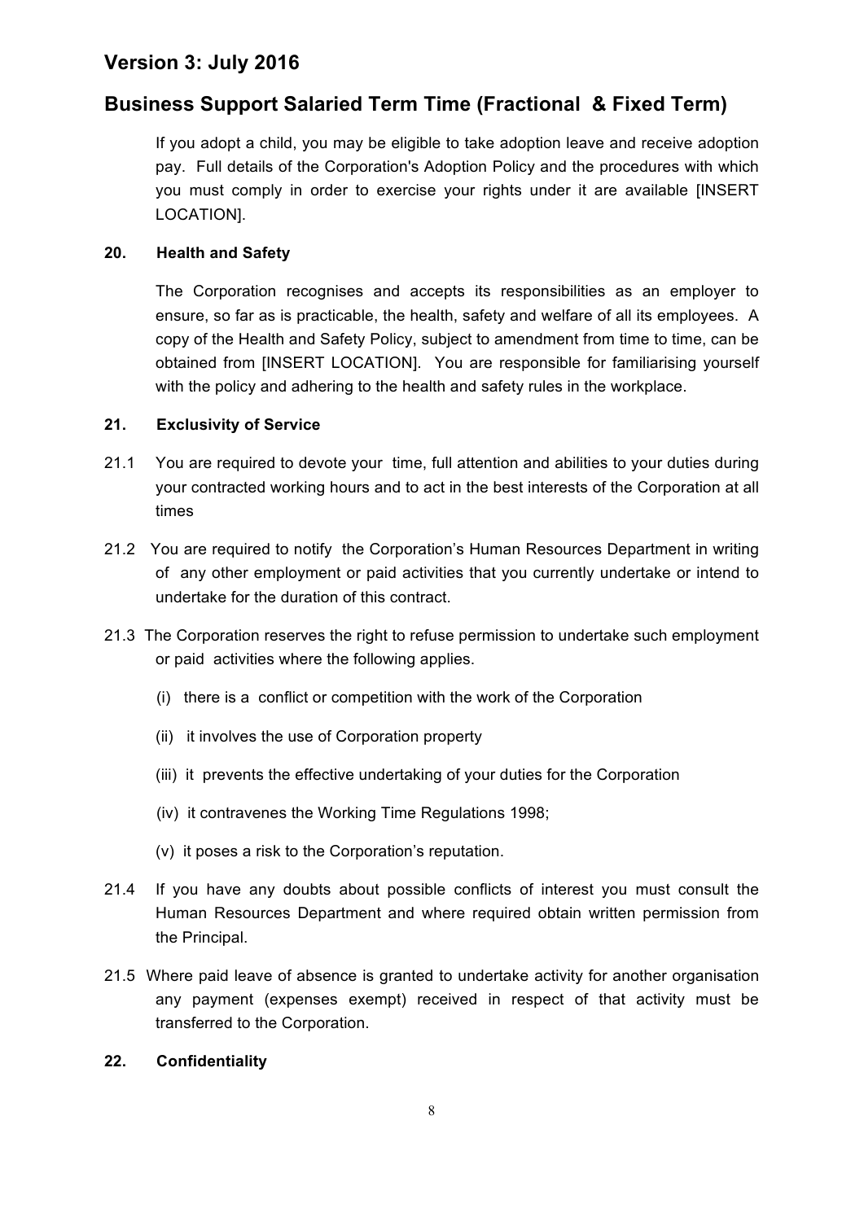If you adopt a child, you may be eligible to take adoption leave and receive adoption pay. Full details of the Corporation's Adoption Policy and the procedures with which you must comply in order to exercise your rights under it are available [INSERT LOCATION].

**20. Health and Safety**

The Corporation recognises and accepts its responsibilities as an employer to ensure, so far as is practicable, the health, safety and welfare of all its employees. A copy of the Health and Safety Policy, subject to amendment from time to time, can be obtained from [INSERT LOCATION]. You are responsible for familiarising yourself with the policy and adhering to the health and safety rules in the workplace.

**21. Exclusivity of Service**

21.1 You are required to devote your time, full attention and abilities to your duties during your contracted working hours and to act in the best interests of the Corporation at all times

21.2 You are required to notify the Corporation's Human Resources Department in writing of any other employment or paid activities that you currently undertake or intend to undertake for the duration of this contract.

21.3 The Corporation reserves the right to refuse permission to undertake such employment or paid activities where the following applies.

(i) there is a conflict or competition with the work of the Corporation

(ii) it involves the use of Corporation property

(iii) it prevents the effective undertaking of your duties for the Corporation

(iv) it contravenes the Working Time Regulations 1998;

(v) it poses a risk to the Corporation's reputation.

21.4 If you have any doubts about possible conflicts of interest you must consult the Human Resources Department and where required obtain written permission from the Principal.

21.5 Where paid leave of absence is granted to undertake activity for another organisation any payment (expenses exempt) received in respect of that activity must be transferred to the Corporation.

**22. Confidentiality**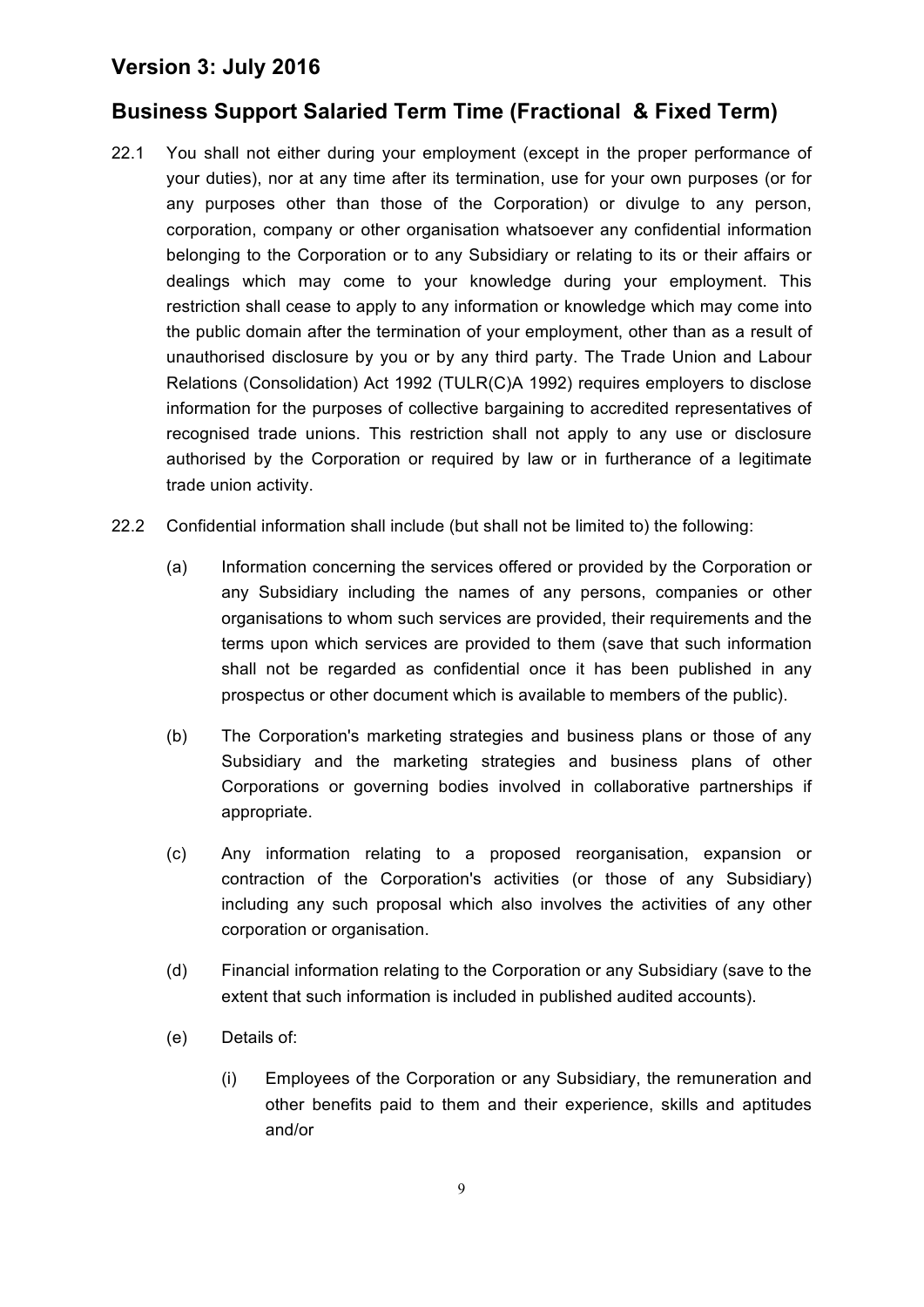## Version 3: July 2016

## Business Support Salaried Term Time (Fractional & Fixed Term)

22.1 You shall not either during your employment (except in the proper performance of your duties), nor at any time after its termination, use for your own purposes (or for any purposes other than those of the Corporation) or divulge to any person, corporation, company or other organisation whatsoever any confidential information belonging to the Corporation or to any Subsidiary or relating to its or their affairs or dealings which may come to your knowledge during your employment. This restriction shall cease to apply to any information or knowledge which may come into the public domain after the termination of your employment, other than as a result of unauthorised disclosure by you or by any third party. The Trade Union and Labour Relations (Consolidation) Act 1992 (TULR(C)A 1992) requires employers to disclose information for the purposes of collective bargaining to accredited representatives of recognised trade unions. This restriction shall not apply to any use or disclosure authorised by the Corporation or required by law or in furtherance of a legitimate trade union activity.

22.2 Confidential information shall include (but shall not be limited to) the following:

(a) Information concerning the services offered or provided by the Corporation or any Subsidiary including the names of any persons, companies or other organisations to whom such services are provided, their requirements and the terms upon which services are provided to them (save that such information shall not be regarded as confidential once it has been published in any prospectus or other document which is available to members of the public).

(b) The Corporation's marketing strategies and business plans or those of any Subsidiary and the marketing strategies and business plans of other Corporations or governing bodies involved in collaborative partnerships if appropriate.

(c) Any information relating to a proposed reorganisation, expansion or contraction of the Corporation's activities (or those of any Subsidiary) including any such proposal which also involves the activities of any other corporation or organisation.

(d) Financial information relating to the Corporation or any Subsidiary (save to the extent that such information is included in published audited accounts).

(e) Details of:

(i) Employees of the Corporation or any Subsidiary, the remuneration and other benefits paid to them and their experience, skills and aptitudes and/or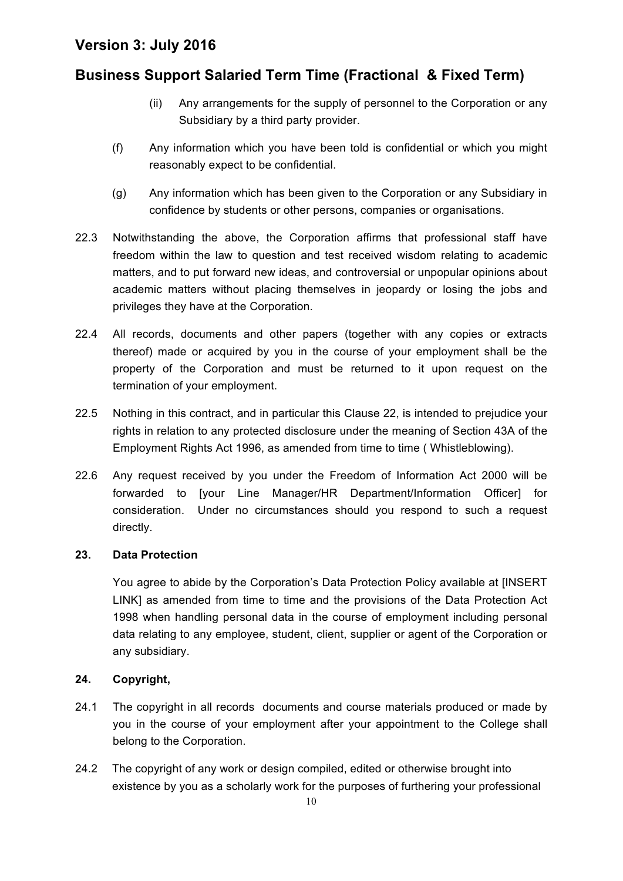(ii) Any arrangements for the supply of personnel to the Corporation or any Subsidiary by a third party provider.

(f) Any information which you have been told is confidential or which you might reasonably expect to be confidential.

(g) Any information which has been given to the Corporation or any Subsidiary in confidence by students or other persons, companies or organisations.

22.3 Notwithstanding the above, the Corporation affirms that professional staff have freedom within the law to question and test received wisdom relating to academic matters, and to put forward new ideas, and controversial or unpopular opinions about academic matters without placing themselves in jeopardy or losing the jobs and privileges they have at the Corporation.

22.4 All records, documents and other papers (together with any copies or extracts thereof) made or acquired by you in the course of your employment shall be the property of the Corporation and must be returned to it upon request on the termination of your employment.

22.5 Nothing in this contract, and in particular this Clause 22, is intended to prejudice your rights in relation to any protected disclosure under the meaning of Section 43A of the Employment Rights Act 1996, as amended from time to time ( Whistleblowing).

22.6 Any request received by you under the Freedom of Information Act 2000 will be forwarded to [your Line Manager/HR Department/Information Officer] for consideration. Under no circumstances should you respond to such a request directly.

**23. Data Protection**

You agree to abide by the Corporation's Data Protection Policy available at [INSERT LINK] as amended from time to time and the provisions of the Data Protection Act 1998 when handling personal data in the course of employment including personal data relating to any employee, student, client, supplier or agent of the Corporation or any subsidiary.

**24. Copyright,**

24.1 The copyright in all records documents and course materials produced or made by you in the course of your employment after your appointment to the College shall belong to the Corporation.

24.2 The copyright of any work or design compiled, edited or otherwise brought into existence by you as a scholarly work for the purposes of furthering your professional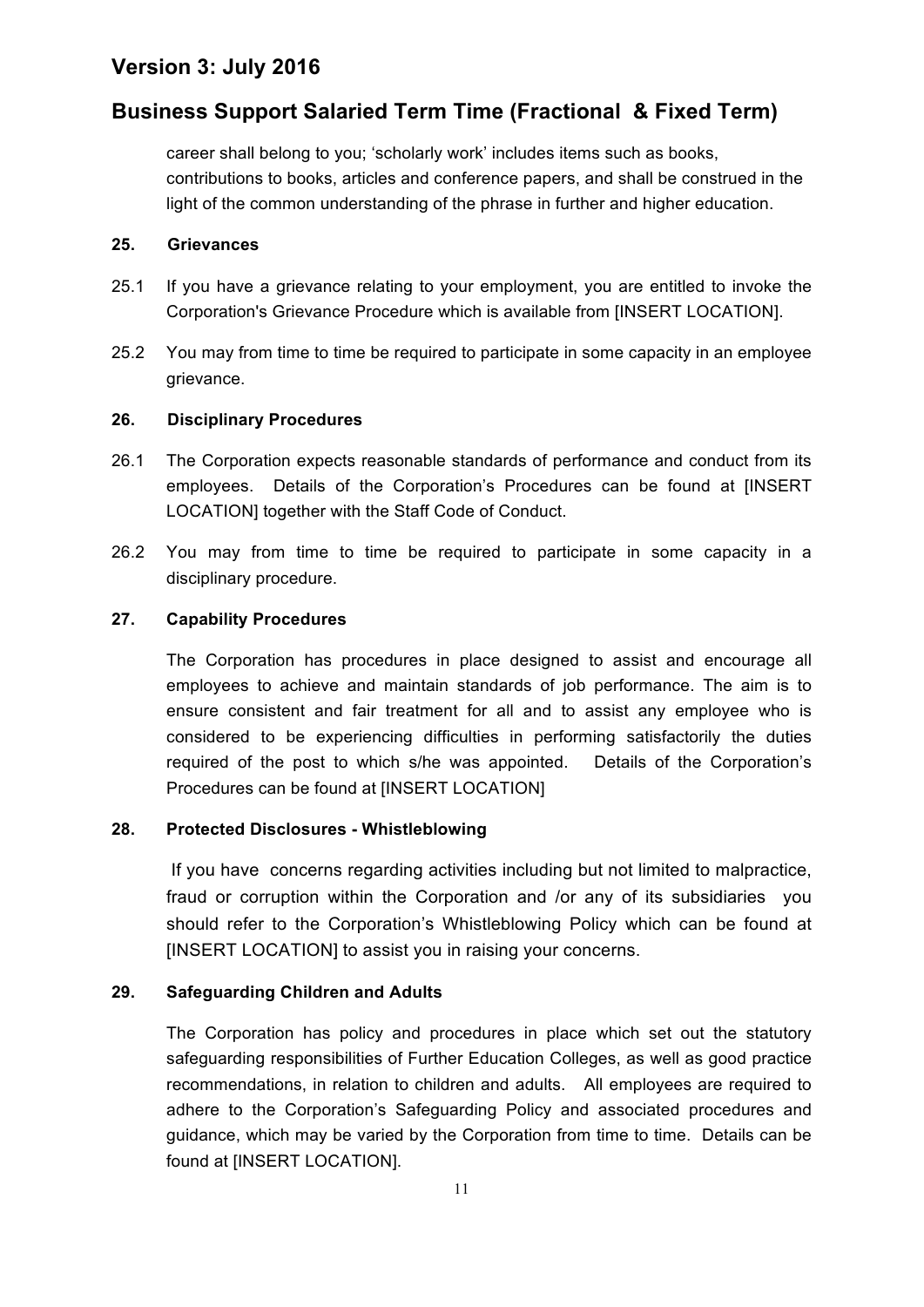career shall belong to you; 'scholarly work' includes items such as books, contributions to books, articles and conference papers, and shall be construed in the light of the common understanding of the phrase in further and higher education.

### 25. Grievances

25.1 If you have a grievance relating to your employment, you are entitled to invoke the Corporation's Grievance Procedure which is available from [INSERT LOCATION].

25.2 You may from time to time be required to participate in some capacity in an employee grievance.

### 26. Disciplinary Procedures

26.1 The Corporation expects reasonable standards of performance and conduct from its employees. Details of the Corporation's Procedures can be found at [INSERT LOCATION] together with the Staff Code of Conduct.

26.2 You may from time to time be required to participate in some capacity in a disciplinary procedure.

### 27. Capability Procedures

The Corporation has procedures in place designed to assist and encourage all employees to achieve and maintain standards of job performance. The aim is to ensure consistent and fair treatment for all and to assist any employee who is considered to be experiencing difficulties in performing satisfactorily the duties required of the post to which s/he was appointed. Details of the Corporation's Procedures can be found at [INSERT LOCATION]

### 28. Protected Disclosures - Whistleblowing

If you have concerns regarding activities including but not limited to malpractice, fraud or corruption within the Corporation and /or any of its subsidiaries you should refer to the Corporation's Whistleblowing Policy which can be found at [INSERT LOCATION] to assist you in raising your concerns.

### 29. Safeguarding Children and Adults

The Corporation has policy and procedures in place which set out the statutory safeguarding responsibilities of Further Education Colleges, as well as good practice recommendations, in relation to children and adults. All employees are required to adhere to the Corporation's Safeguarding Policy and associated procedures and guidance, which may be varied by the Corporation from time to time. Details can be found at [INSERT LOCATION].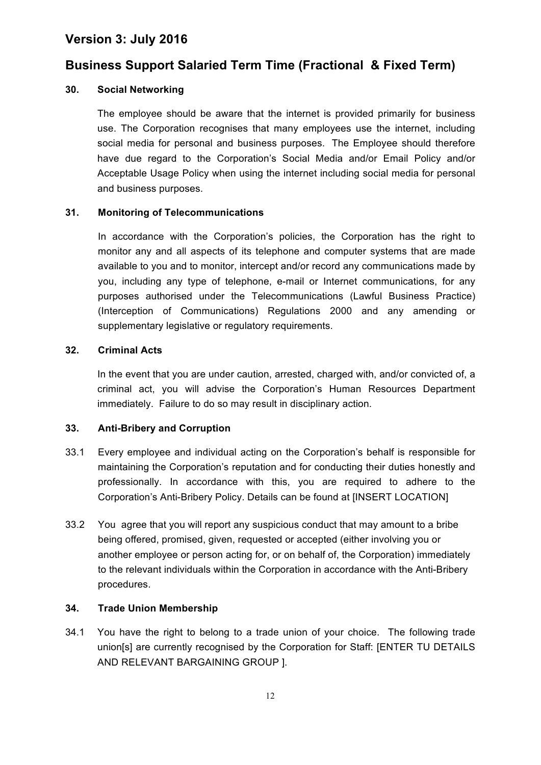# Version 3: July 2016

# Business Support Salaried Term Time (Fractional & Fixed Term)

### 30. Social Networking

The employee should be aware that the internet is provided primarily for business use. The Corporation recognises that many employees use the internet, including social media for personal and business purposes. The Employee should therefore have due regard to the Corporation's Social Media and/or Email Policy and/or Acceptable Usage Policy when using the internet including social media for personal and business purposes.

### 31. Monitoring of Telecommunications

In accordance with the Corporation's policies, the Corporation has the right to monitor any and all aspects of its telephone and computer systems that are made available to you and to monitor, intercept and/or record any communications made by you, including any type of telephone, e-mail or Internet communications, for any purposes authorised under the Telecommunications (Lawful Business Practice) (Interception of Communications) Regulations 2000 and any amending or supplementary legislative or regulatory requirements.

### 32. Criminal Acts

In the event that you are under caution, arrested, charged with, and/or convicted of, a criminal act, you will advise the Corporation's Human Resources Department immediately. Failure to do so may result in disciplinary action.

### 33. Anti-Bribery and Corruption

33.1 Every employee and individual acting on the Corporation's behalf is responsible for maintaining the Corporation's reputation and for conducting their duties honestly and professionally. In accordance with this, you are required to adhere to the Corporation's Anti-Bribery Policy. Details can be found at [INSERT LOCATION]

33.2 You agree that you will report any suspicious conduct that may amount to a bribe being offered, promised, given, requested or accepted (either involving you or another employee or person acting for, or on behalf of, the Corporation) immediately to the relevant individuals within the Corporation in accordance with the Anti-Bribery procedures.

### 34. Trade Union Membership

34.1 You have the right to belong to a trade union of your choice. The following trade union[s] are currently recognised by the Corporation for Staff: [ENTER TU DETAILS AND RELEVANT BARGAINING GROUP ].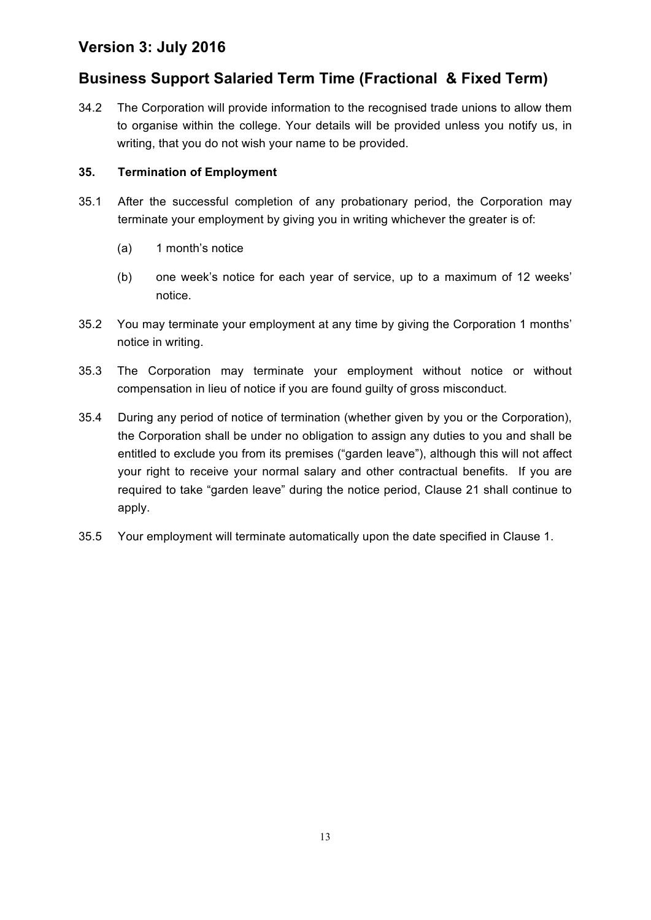34.2 The Corporation will provide information to the recognised trade unions to allow them to organise within the college. Your details will be provided unless you notify us, in writing, that you do not wish your name to be provided.

**35. Termination of Employment**

35.1 After the successful completion of any probationary period, the Corporation may terminate your employment by giving you in writing whichever the greater is of:

(a) 1 month's notice

(b) one week's notice for each year of service, up to a maximum of 12 weeks' notice.

35.2 You may terminate your employment at any time by giving the Corporation 1 months' notice in writing.

35.3 The Corporation may terminate your employment without notice or without compensation in lieu of notice if you are found guilty of gross misconduct.

35.4 During any period of notice of termination (whether given by you or the Corporation), the Corporation shall be under no obligation to assign any duties to you and shall be entitled to exclude you from its premises ("garden leave"), although this will not affect your right to receive your normal salary and other contractual benefits. If you are required to take "garden leave" during the notice period, Clause 21 shall continue to apply.

35.5 Your employment will terminate automatically upon the date specified in Clause 1.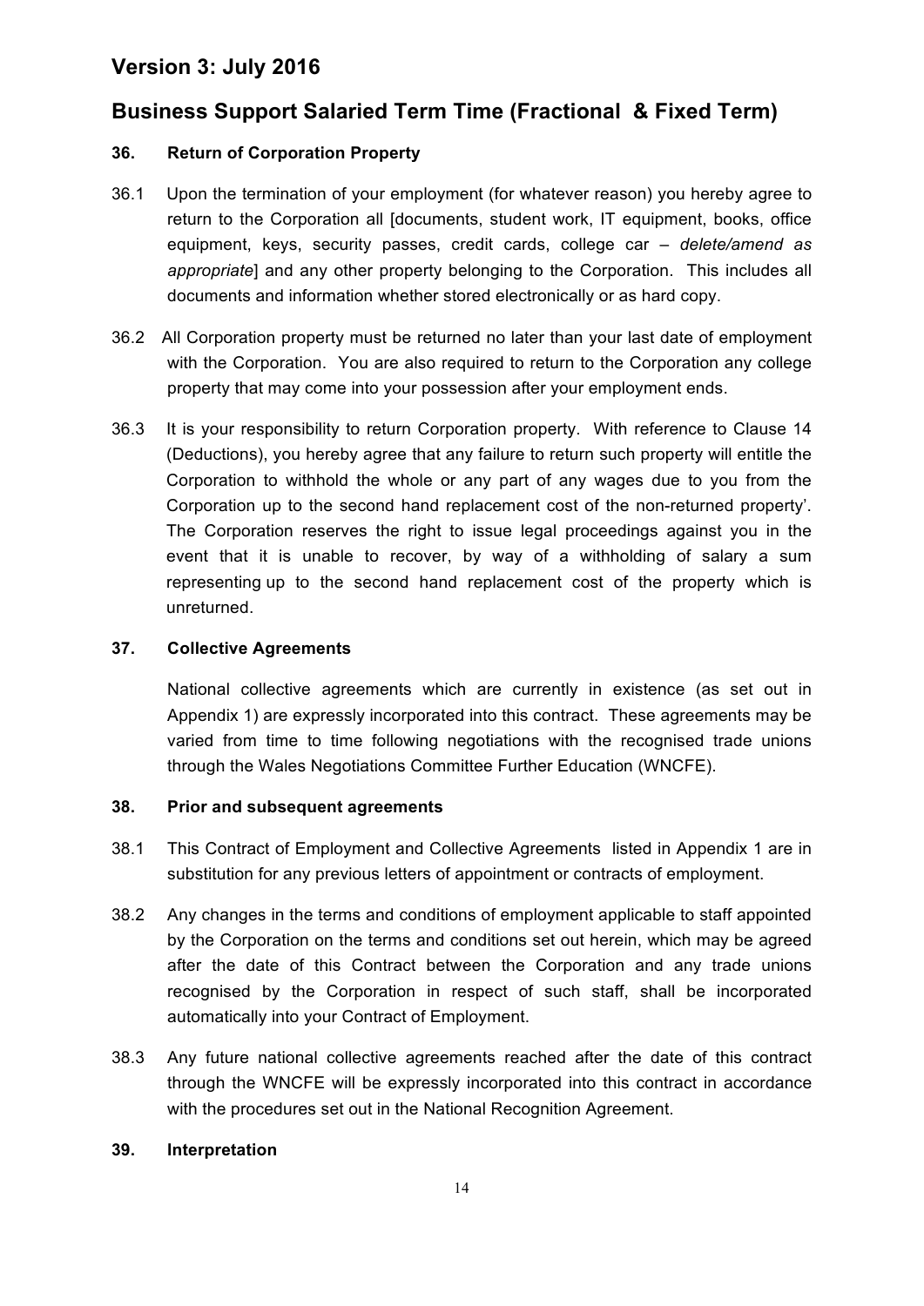## Version 3: July 2016

## Business Support Salaried Term Time (Fractional & Fixed Term)

### 36. Return of Corporation Property

36.1 Upon the termination of your employment (for whatever reason) you hereby agree to return to the Corporation all [documents, student work, IT equipment, books, office equipment, keys, security passes, credit cards, college car – *delete/amend as appropriate*] and any other property belonging to the Corporation. This includes all documents and information whether stored electronically or as hard copy.

36.2 All Corporation property must be returned no later than your last date of employment with the Corporation. You are also required to return to the Corporation any college property that may come into your possession after your employment ends.

36.3 It is your responsibility to return Corporation property. With reference to Clause 14 (Deductions), you hereby agree that any failure to return such property will entitle the Corporation to withhold the whole or any part of any wages due to you from the Corporation up to the second hand replacement cost of the non-returned property'. The Corporation reserves the right to issue legal proceedings against you in the event that it is unable to recover, by way of a withholding of salary a sum representing up to the second hand replacement cost of the property which is unreturned.

### 37. Collective Agreements

National collective agreements which are currently in existence (as set out in Appendix 1) are expressly incorporated into this contract. These agreements may be varied from time to time following negotiations with the recognised trade unions through the Wales Negotiations Committee Further Education (WNCFE).

### 38. Prior and subsequent agreements

38.1 This Contract of Employment and Collective Agreements listed in Appendix 1 are in substitution for any previous letters of appointment or contracts of employment.

38.2 Any changes in the terms and conditions of employment applicable to staff appointed by the Corporation on the terms and conditions set out herein, which may be agreed after the date of this Contract between the Corporation and any trade unions recognised by the Corporation in respect of such staff, shall be incorporated automatically into your Contract of Employment.

38.3 Any future national collective agreements reached after the date of this contract through the WNCFE will be expressly incorporated into this contract in accordance with the procedures set out in the National Recognition Agreement.

### 39. Interpretation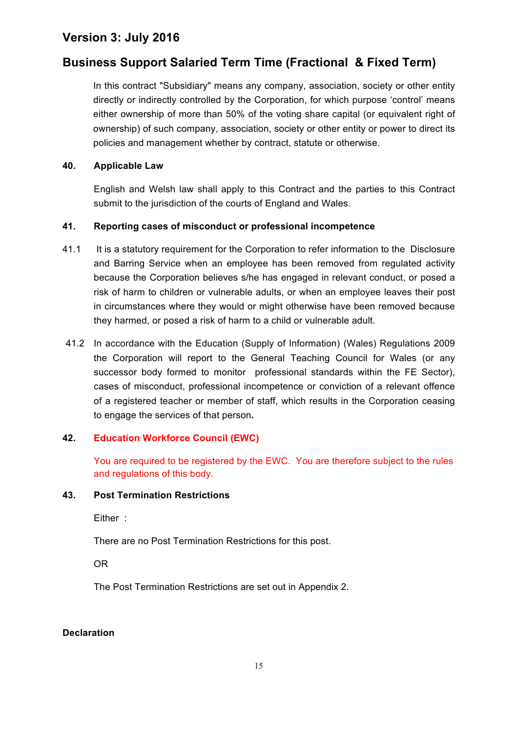# Version 3: July 2016

## Business Support Salaried Term Time (Fractional & Fixed Term)

In this contract "Subsidiary" means any company, association, society or other entity directly or indirectly controlled by the Corporation, for which purpose 'control' means either ownership of more than 50% of the voting share capital (or equivalent right of ownership) of such company, association, society or other entity or power to direct its policies and management whether by contract, statute or otherwise.

**40. Applicable Law**

English and Welsh law shall apply to this Contract and the parties to this Contract submit to the jurisdiction of the courts of England and Wales.

**41. Reporting cases of misconduct or professional incompetence**

41.1 It is a statutory requirement for the Corporation to refer information to the Disclosure and Barring Service when an employee has been removed from regulated activity because the Corporation believes s/he has engaged in relevant conduct, or posed a risk of harm to children or vulnerable adults, or when an employee leaves their post in circumstances where they would or might otherwise have been removed because they harmed, or posed a risk of harm to a child or vulnerable adult.

41.2 In accordance with the Education (Supply of Information) (Wales) Regulations 2009 the Corporation will report to the General Teaching Council for Wales (or any successor body formed to monitor professional standards within the FE Sector), cases of misconduct, professional incompetence or conviction of a relevant offence of a registered teacher or member of staff, which results in the Corporation ceasing to engage the services of that person**.**

**42. Education Workforce Council (EWC)**

You are required to be registered by the EWC. You are therefore subject to the rules and regulations of this body.

**43. Post Termination Restrictions**

Either :

There are no Post Termination Restrictions for this post.

OR

The Post Termination Restrictions are set out in Appendix 2.

**Declaration**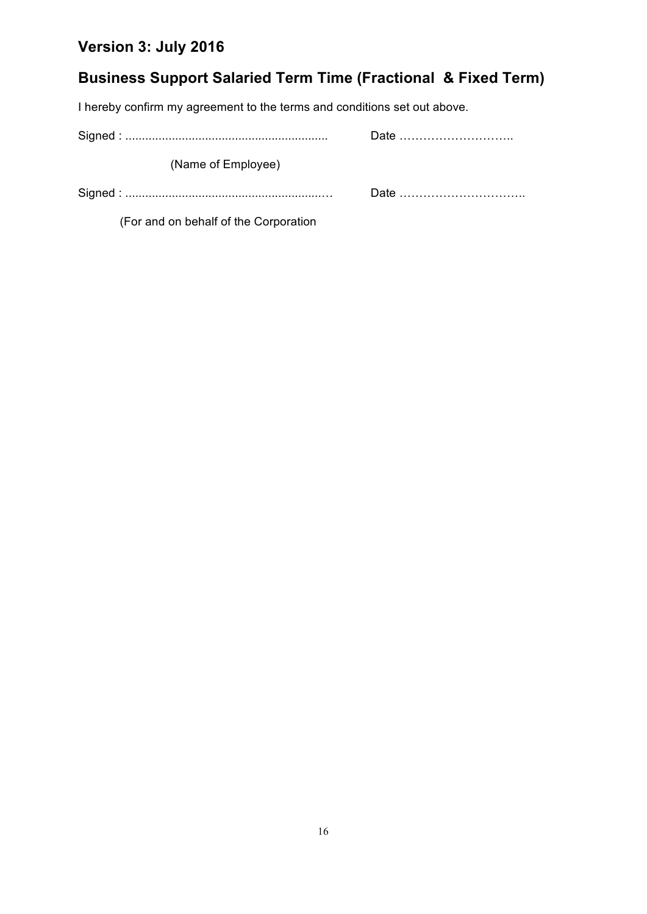## Version 3: July 2016

## Business Support Salaried Term Time (Fractional & Fixed Term)

I hereby confirm my agreement to the terms and conditions set out above.

Signed : ............................................................ Date ………………………..

(Name of Employee)

Signed : ............................................................… Date …………………………..

(For and on behalf of the Corporation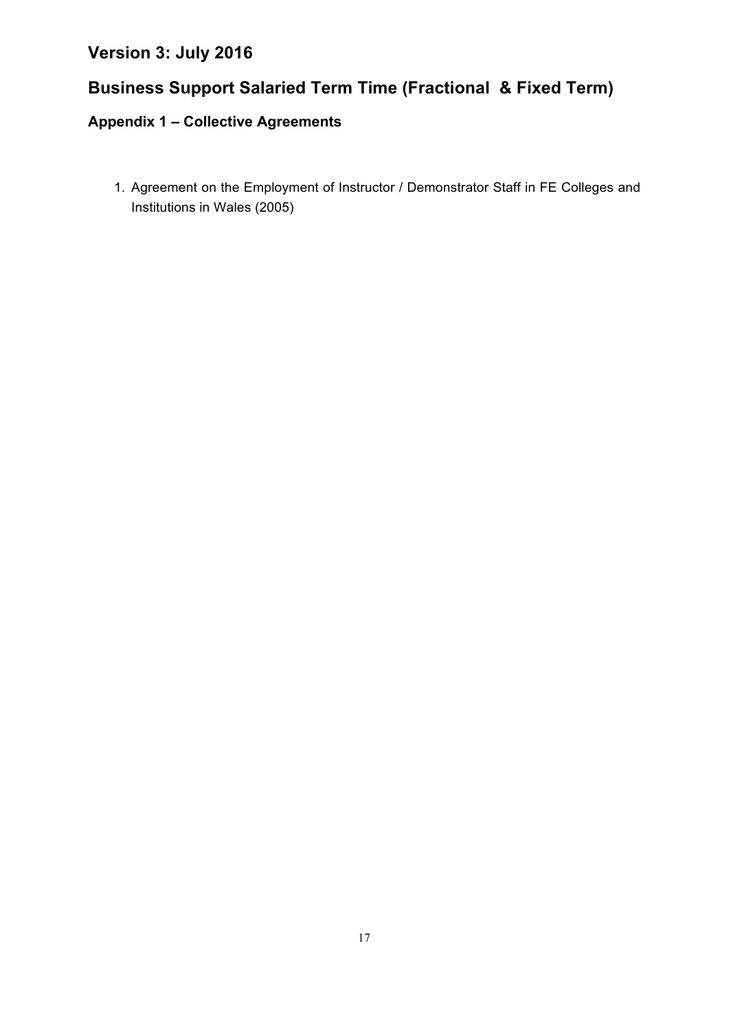## Version 3: July 2016

## Business Support Salaried Term Time (Fractional  & Fixed Term)

### Appendix 1 – Collective Agreements

1. Agreement on the Employment of Instructor / Demonstrator Staff in FE Colleges and Institutions in Wales (2005)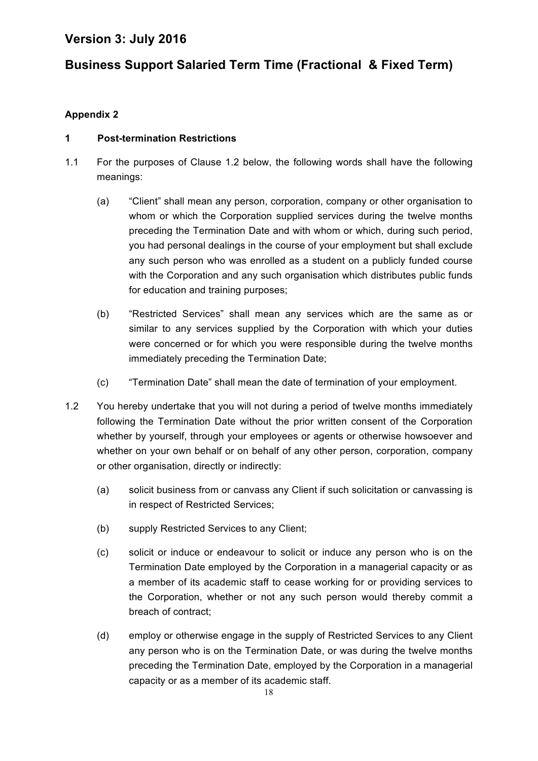# Version 3: July 2016

# Business Support Salaried Term Time (Fractional & Fixed Term)

**Appendix 2**

**1 Post-termination Restrictions**

1.1 For the purposes of Clause 1.2 below, the following words shall have the following meanings:

(a) "Client" shall mean any person, corporation, company or other organisation to whom or which the Corporation supplied services during the twelve months preceding the Termination Date and with whom or which, during such period, you had personal dealings in the course of your employment but shall exclude any such person who was enrolled as a student on a publicly funded course with the Corporation and any such organisation which distributes public funds for education and training purposes;

(b) "Restricted Services" shall mean any services which are the same as or similar to any services supplied by the Corporation with which your duties were concerned or for which you were responsible during the twelve months immediately preceding the Termination Date;

(c) "Termination Date" shall mean the date of termination of your employment.

1.2 You hereby undertake that you will not during a period of twelve months immediately following the Termination Date without the prior written consent of the Corporation whether by yourself, through your employees or agents or otherwise howsoever and whether on your own behalf or on behalf of any other person, corporation, company or other organisation, directly or indirectly:

(a) solicit business from or canvass any Client if such solicitation or canvassing is in respect of Restricted Services;

(b) supply Restricted Services to any Client;

(c) solicit or induce or endeavour to solicit or induce any person who is on the Termination Date employed by the Corporation in a managerial capacity or as a member of its academic staff to cease working for or providing services to the Corporation, whether or not any such person would thereby commit a breach of contract;

(d) employ or otherwise engage in the supply of Restricted Services to any Client any person who is on the Termination Date, or was during the twelve months preceding the Termination Date, employed by the Corporation in a managerial capacity or as a member of its academic staff.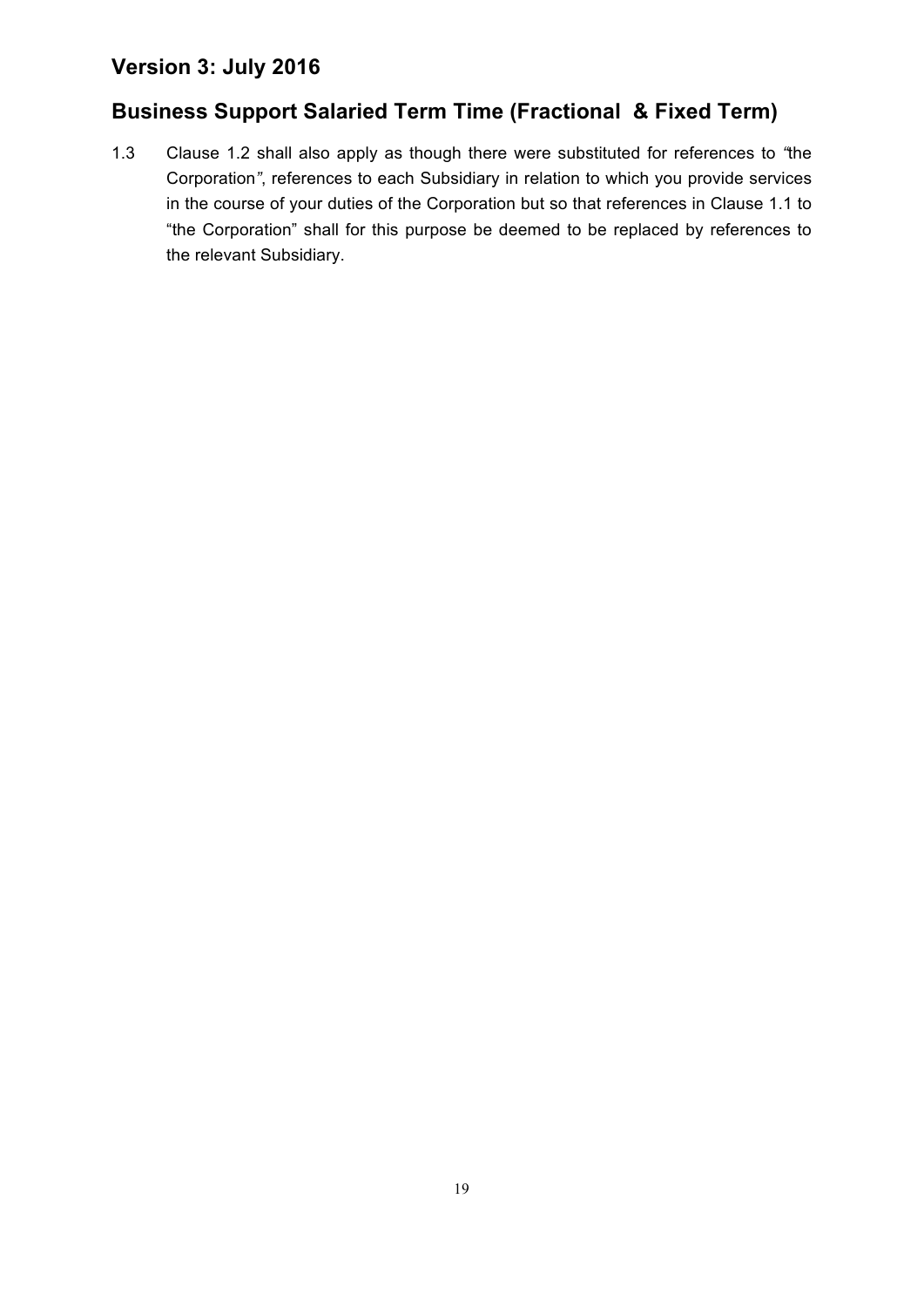## Version 3: July 2016

## Business Support Salaried Term Time (Fractional & Fixed Term)

1.3 Clause 1.2 shall also apply as though there were substituted for references to "the Corporation", references to each Subsidiary in relation to which you provide services in the course of your duties of the Corporation but so that references in Clause 1.1 to "the Corporation" shall for this purpose be deemed to be replaced by references to the relevant Subsidiary.